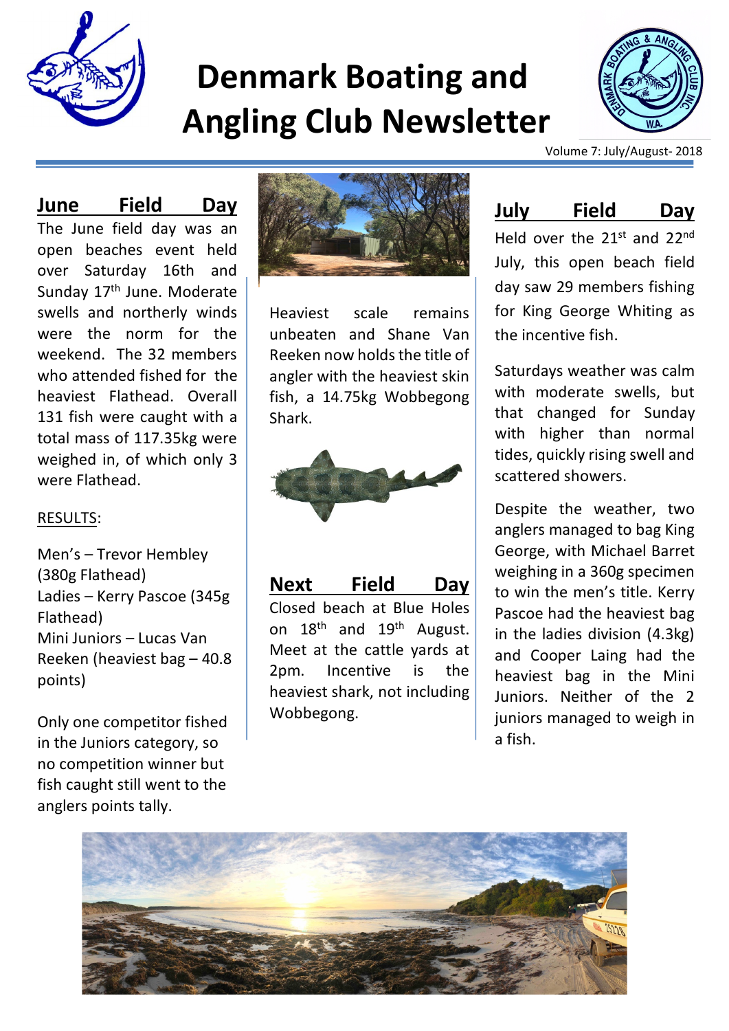# Denmark Boating and Angling Club Newsletter

Volume 7: July/August- 2018

## June Field Day

The June field day was an open beaches event held over Saturday 16th and Sunday 17th June. Moderate swells and northerly winds were the norm for the weekend. The 32 members who attended fished for the heaviest Flathead. Overall 131 fish were caught with a total mass of 117.35kg were weighed in, of which only 3 were Flathead.

RESULTS:

Men's – Trevor Hembley (380g Flathead)
Ladies – Kerry Pascoe (345g Flathead)
Mini Juniors – Lucas Van Reeken (heaviest bag – 40.8 points)

Only one competitor fished in the Juniors category, so no competition winner but fish caught still went to the anglers points tally.

Heaviest scale remains unbeaten and Shane Van Reeken now holds the title of angler with the heaviest skin fish, a 14.75kg Wobbegong Shark.

## Next Field Day

Closed beach at Blue Holes on 18th and 19th August. Meet at the cattle yards at 2pm. Incentive is the heaviest shark, not including Wobbegong.

## July Field Day

Held over the 21st and 22nd July, this open beach field day saw 29 members fishing for King George Whiting as the incentive fish.

Saturdays weather was calm with moderate swells, but that changed for Sunday with higher than normal tides, quickly rising swell and scattered showers.

Despite the weather, two anglers managed to bag King George, with Michael Barret weighing in a 360g specimen to win the men's title. Kerry Pascoe had the heaviest bag in the ladies division (4.3kg) and Cooper Laing had the heaviest bag in the Mini Juniors. Neither of the 2 juniors managed to weigh in a fish.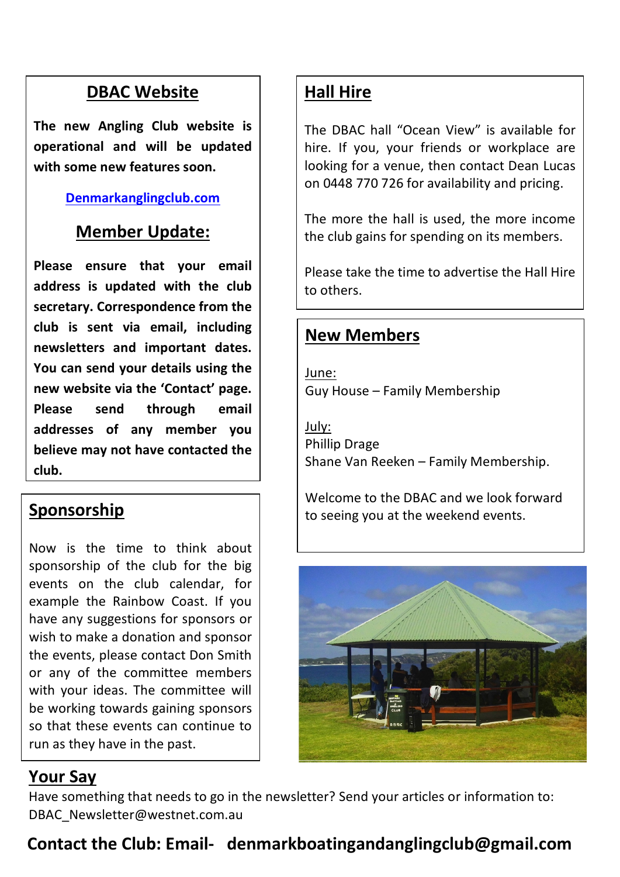## DBAC Website

**The new Angling Club website is operational and will be updated with some new features soon.**

**[Denmarkanglingclub.com](http://Denmarkanglingclub.com)**

## Member Update:

**Please ensure that your email address is updated with the club secretary. Correspondence from the club is sent via email, including newsletters and important dates. You can send your details using the new website via the 'Contact' page. Please send through email addresses of any member you believe may not have contacted the club.**

## Sponsorship

Now is the time to think about sponsorship of the club for the big events on the club calendar, for example the Rainbow Coast. If you have any suggestions for sponsors or wish to make a donation and sponsor the events, please contact Don Smith or any of the committee members with your ideas. The committee will be working towards gaining sponsors so that these events can continue to run as they have in the past.

## Hall Hire

The DBAC hall "Ocean View" is available for hire. If you, your friends or workplace are looking for a venue, then contact Dean Lucas on 0448 770 726 for availability and pricing.

The more the hall is used, the more income the club gains for spending on its members.

Please take the time to advertise the Hall Hire to others.

## New Members

June:
Guy House – Family Membership

July:
Phillip Drage
Shane Van Reeken – Family Membership.

Welcome to the DBAC and we look forward to seeing you at the weekend events.

## Your Say

Have something that needs to go in the newsletter? Send your articles or information to: DBAC_Newsletter@westnet.com.au

**Contact the Club: Email- denmarkboatingandanglingclub@gmail.com**